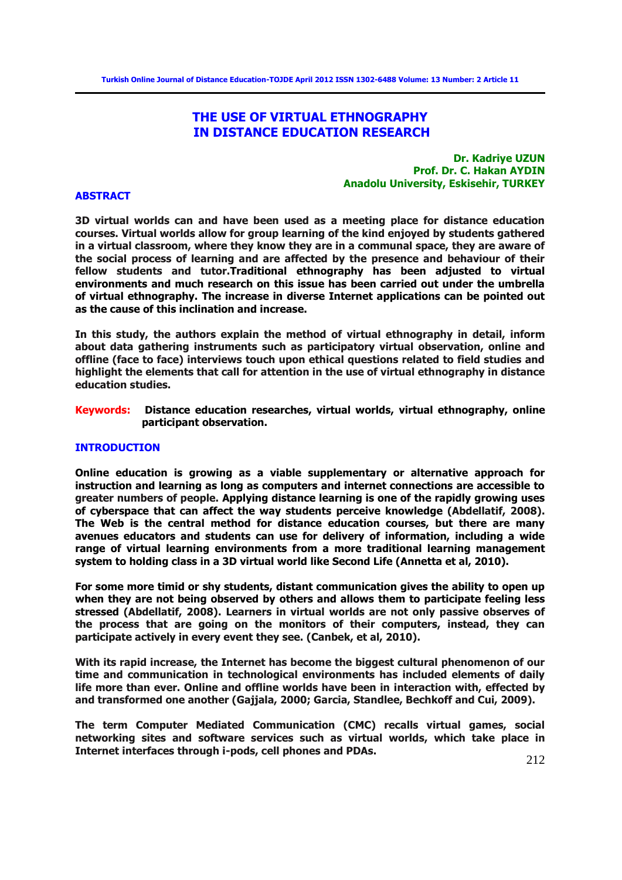# THE USE OF VIRTUAL ETHNOGRAPHY IN DISTANCE EDUCATION RESEARCH

**Dr. Kadriye UZUN**
**Prof. Dr. C. Hakan AYDIN**
**Anadolu University, Eskisehir, TURKEY**

## ABSTRACT

**3D virtual worlds can and have been used as a meeting place for distance education courses. Virtual worlds allow for group learning of the kind enjoyed by students gathered in a virtual classroom, where they know they are in a communal space, they are aware of the social process of learning and are affected by the presence and behaviour of their fellow students and tutor.Traditional ethnography has been adjusted to virtual environments and much research on this issue has been carried out under the umbrella of virtual ethnography. The increase in diverse Internet applications can be pointed out as the cause of this inclination and increase.**

**In this study, the authors explain the method of virtual ethnography in detail, inform about data gathering instruments such as participatory virtual observation, online and offline (face to face) interviews touch upon ethical questions related to field studies and highlight the elements that call for attention in the use of virtual ethnography in distance education studies.**

**Keywords:** **Distance education researches, virtual worlds, virtual ethnography, online participant observation.**

## INTRODUCTION

**Online education is growing as a viable supplementary or alternative approach for instruction and learning as long as computers and internet connections are accessible to greater numbers of people. Applying distance learning is one of the rapidly growing uses of cyberspace that can affect the way students perceive knowledge (Abdellatif, 2008). The Web is the central method for distance education courses, but there are many avenues educators and students can use for delivery of information, including a wide range of virtual learning environments from a more traditional learning management system to holding class in a 3D virtual world like Second Life (Annetta et al, 2010).**

**For some more timid or shy students, distant communication gives the ability to open up when they are not being observed by others and allows them to participate feeling less stressed (Abdellatif, 2008). Learners in virtual worlds are not only passive observes of the process that are going on the monitors of their computers, instead, they can participate actively in every event they see. (Canbek, et al, 2010).**

**With its rapid increase, the Internet has become the biggest cultural phenomenon of our time and communication in technological environments has included elements of daily life more than ever. Online and offline worlds have been in interaction with, effected by and transformed one another (Gajjala, 2000; Garcia, Standlee, Bechkoff and Cui, 2009).**

**The term Computer Mediated Communication (CMC) recalls virtual games, social networking sites and software services such as virtual worlds, which take place in Internet interfaces through i-pods, cell phones and PDAs.**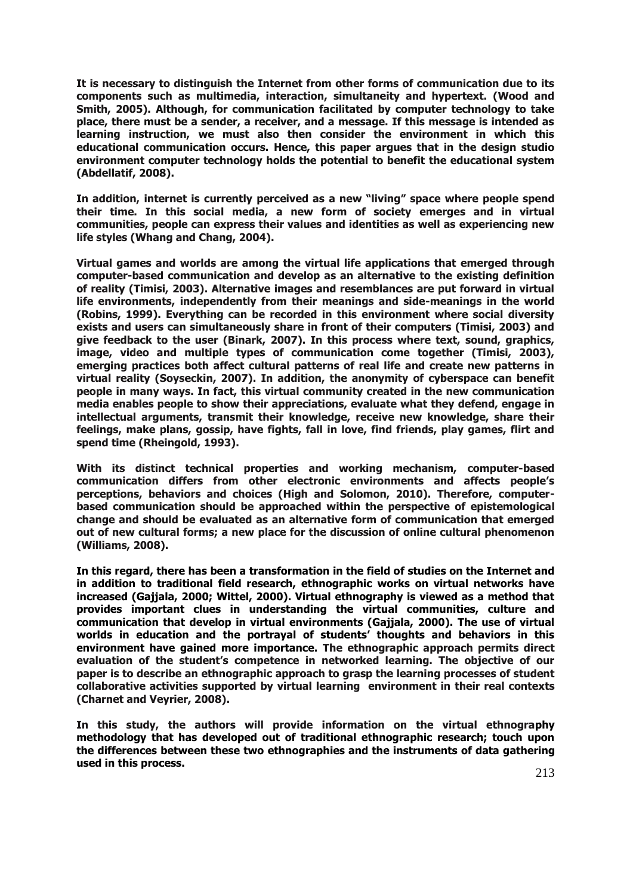**It is necessary to distinguish the Internet from other forms of communication due to its components such as multimedia, interaction, simultaneity and hypertext. (Wood and Smith, 2005). Although, for communication facilitated by computer technology to take place, there must be a sender, a receiver, and a message. If this message is intended as learning instruction, we must also then consider the environment in which this educational communication occurs. Hence, this paper argues that in the design studio environment computer technology holds the potential to benefit the educational system (Abdellatif, 2008).**

**In addition, internet is currently perceived as a new "living" space where people spend their time. In this social media, a new form of society emerges and in virtual communities, people can express their values and identities as well as experiencing new life styles (Whang and Chang, 2004).**

**Virtual games and worlds are among the virtual life applications that emerged through computer-based communication and develop as an alternative to the existing definition of reality (Timisi, 2003). Alternative images and resemblances are put forward in virtual life environments, independently from their meanings and side-meanings in the world (Robins, 1999). Everything can be recorded in this environment where social diversity exists and users can simultaneously share in front of their computers (Timisi, 2003) and give feedback to the user (Binark, 2007). In this process where text, sound, graphics, image, video and multiple types of communication come together (Timisi, 2003), emerging practices both affect cultural patterns of real life and create new patterns in virtual reality (Soyseckin, 2007). In addition, the anonymity of cyberspace can benefit people in many ways. In fact, this virtual community created in the new communication media enables people to show their appreciations, evaluate what they defend, engage in intellectual arguments, transmit their knowledge, receive new knowledge, share their feelings, make plans, gossip, have fights, fall in love, find friends, play games, flirt and spend time (Rheingold, 1993).**

**With its distinct technical properties and working mechanism, computer-based communication differs from other electronic environments and affects people's perceptions, behaviors and choices (High and Solomon, 2010). Therefore, computer-based communication should be approached within the perspective of epistemological change and should be evaluated as an alternative form of communication that emerged out of new cultural forms; a new place for the discussion of online cultural phenomenon (Williams, 2008).**

**In this regard, there has been a transformation in the field of studies on the Internet and in addition to traditional field research, ethnographic works on virtual networks have increased (Gajjala, 2000; Wittel, 2000). Virtual ethnography is viewed as a method that provides important clues in understanding the virtual communities, culture and communication that develop in virtual environments (Gajjala, 2000). The use of virtual worlds in education and the portrayal of students' thoughts and behaviors in this environment have gained more importance. The ethnographic approach permits direct evaluation of the student's competence in networked learning. The objective of our paper is to describe an ethnographic approach to grasp the learning processes of student collaborative activities supported by virtual learning environment in their real contexts (Charnet and Veyrier, 2008).**

**In this study, the authors will provide information on the virtual ethnography methodology that has developed out of traditional ethnographic research; touch upon the differences between these two ethnographies and the instruments of data gathering used in this process.**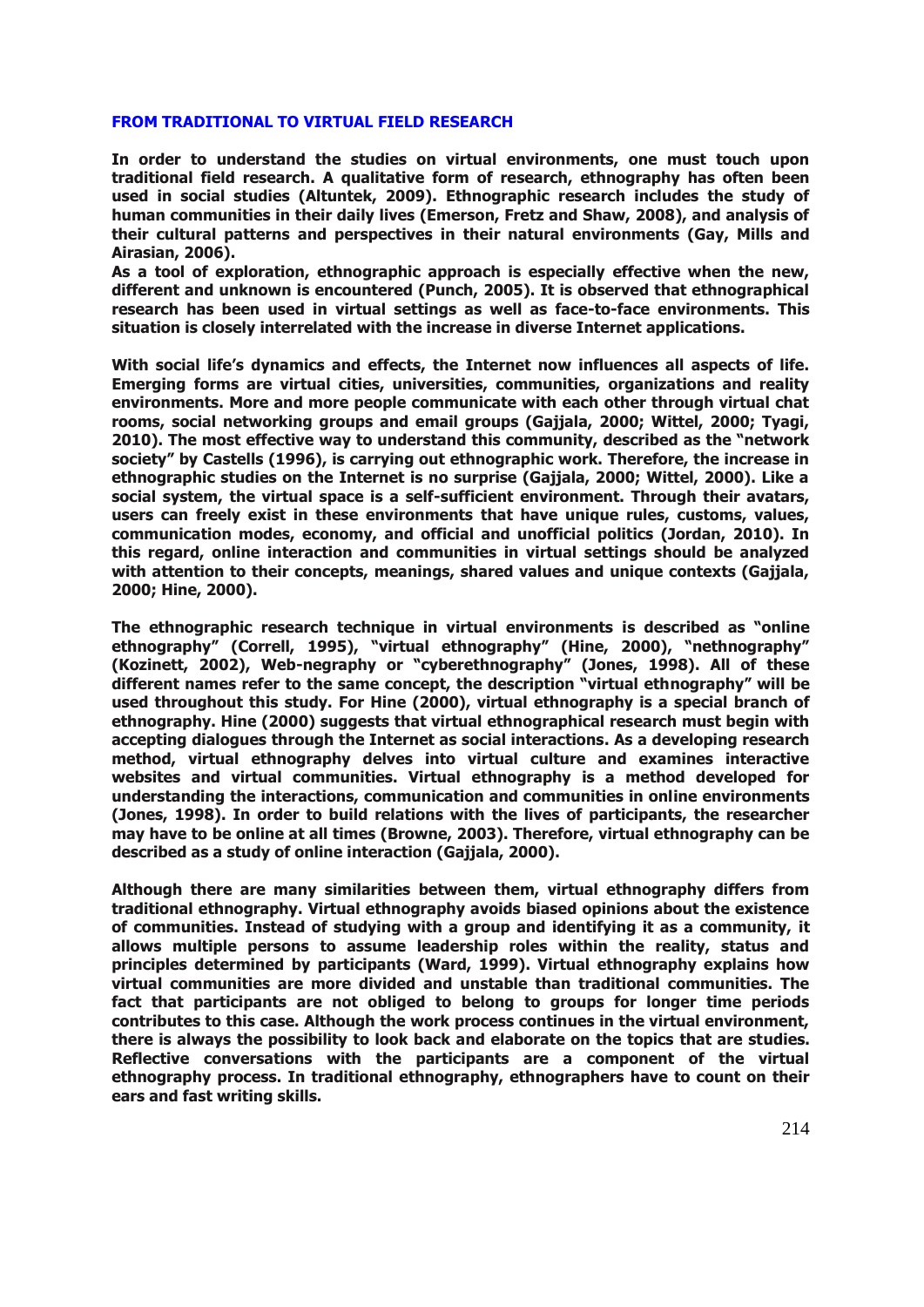## FROM TRADITIONAL TO VIRTUAL FIELD RESEARCH

**In order to understand the studies on virtual environments, one must touch upon traditional field research. A qualitative form of research, ethnography has often been used in social studies (Altuntek, 2009). Ethnographic research includes the study of human communities in their daily lives (Emerson, Fretz and Shaw, 2008), and analysis of their cultural patterns and perspectives in their natural environments (Gay, Mills and Airasian, 2006).**

**As a tool of exploration, ethnographic approach is especially effective when the new, different and unknown is encountered (Punch, 2005). It is observed that ethnographical research has been used in virtual settings as well as face-to-face environments. This situation is closely interrelated with the increase in diverse Internet applications.**

**With social life's dynamics and effects, the Internet now influences all aspects of life. Emerging forms are virtual cities, universities, communities, organizations and reality environments. More and more people communicate with each other through virtual chat rooms, social networking groups and email groups (Gajjala, 2000; Wittel, 2000; Tyagi, 2010). The most effective way to understand this community, described as the "network society" by Castells (1996), is carrying out ethnographic work. Therefore, the increase in ethnographic studies on the Internet is no surprise (Gajjala, 2000; Wittel, 2000). Like a social system, the virtual space is a self-sufficient environment. Through their avatars, users can freely exist in these environments that have unique rules, customs, values, communication modes, economy, and official and unofficial politics (Jordan, 2010). In this regard, online interaction and communities in virtual settings should be analyzed with attention to their concepts, meanings, shared values and unique contexts (Gajjala, 2000; Hine, 2000).**

**The ethnographic research technique in virtual environments is described as "online ethnography" (Correll, 1995), "virtual ethnography" (Hine, 2000), "nethnography" (Kozinett, 2002), Web-negraphy or "cyberethnography" (Jones, 1998). All of these different names refer to the same concept, the description "virtual ethnography" will be used throughout this study. For Hine (2000), virtual ethnography is a special branch of ethnography. Hine (2000) suggests that virtual ethnographical research must begin with accepting dialogues through the Internet as social interactions. As a developing research method, virtual ethnography delves into virtual culture and examines interactive websites and virtual communities. Virtual ethnography is a method developed for understanding the interactions, communication and communities in online environments (Jones, 1998). In order to build relations with the lives of participants, the researcher may have to be online at all times (Browne, 2003). Therefore, virtual ethnography can be described as a study of online interaction (Gajjala, 2000).**

**Although there are many similarities between them, virtual ethnography differs from traditional ethnography. Virtual ethnography avoids biased opinions about the existence of communities. Instead of studying with a group and identifying it as a community, it allows multiple persons to assume leadership roles within the reality, status and principles determined by participants (Ward, 1999). Virtual ethnography explains how virtual communities are more divided and unstable than traditional communities. The fact that participants are not obliged to belong to groups for longer time periods contributes to this case. Although the work process continues in the virtual environment, there is always the possibility to look back and elaborate on the topics that are studies. Reflective conversations with the participants are a component of the virtual ethnography process. In traditional ethnography, ethnographers have to count on their ears and fast writing skills.**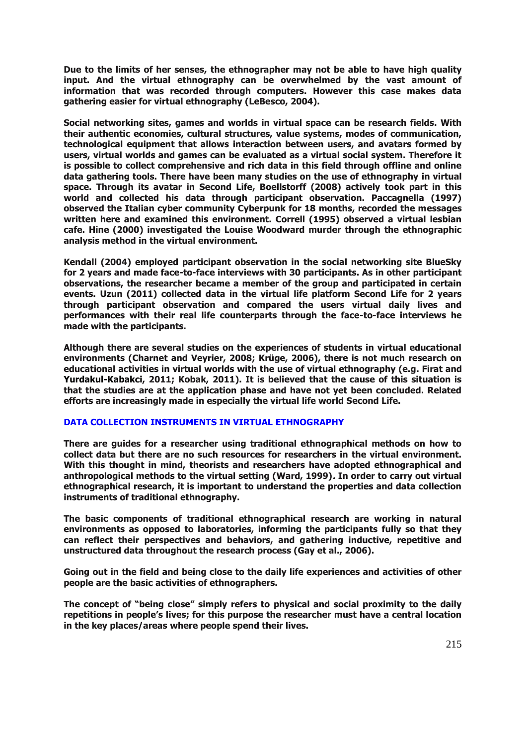Due to the limits of her senses, the ethnographer may not be able to have high quality input. And the virtual ethnography can be overwhelmed by the vast amount of information that was recorded through computers. However this case makes data gathering easier for virtual ethnography (LeBesco, 2004).

Social networking sites, games and worlds in virtual space can be research fields. With their authentic economies, cultural structures, value systems, modes of communication, technological equipment that allows interaction between users, and avatars formed by users, virtual worlds and games can be evaluated as a virtual social system. Therefore it is possible to collect comprehensive and rich data in this field through offline and online data gathering tools. There have been many studies on the use of ethnography in virtual space. Through its avatar in Second Life, Boellstorff (2008) actively took part in this world and collected his data through participant observation. Paccagnella (1997) observed the Italian cyber community Cyberpunk for 18 months, recorded the messages written here and examined this environment. Correll (1995) observed a virtual lesbian cafe. Hine (2000) investigated the Louise Woodward murder through the ethnographic analysis method in the virtual environment.

Kendall (2004) employed participant observation in the social networking site BlueSky for 2 years and made face-to-face interviews with 30 participants. As in other participant observations, the researcher became a member of the group and participated in certain events. Uzun (2011) collected data in the virtual life platform Second Life for 2 years through participant observation and compared the users virtual daily lives and performances with their real life counterparts through the face-to-face interviews he made with the participants.

Although there are several studies on the experiences of students in virtual educational environments (Charnet and Veyrier, 2008; Krüge, 2006), there is not much research on educational activities in virtual worlds with the use of virtual ethnography (e.g. Firat and Yurdakul-Kabakci, 2011; Kobak, 2011). It is believed that the cause of this situation is that the studies are at the application phase and have not yet been concluded. Related efforts are increasingly made in especially the virtual life world Second Life.

## DATA COLLECTION INSTRUMENTS IN VIRTUAL ETHNOGRAPHY

There are guides for a researcher using traditional ethnographical methods on how to collect data but there are no such resources for researchers in the virtual environment. With this thought in mind, theorists and researchers have adopted ethnographical and anthropological methods to the virtual setting (Ward, 1999). In order to carry out virtual ethnographical research, it is important to understand the properties and data collection instruments of traditional ethnography.

The basic components of traditional ethnographical research are working in natural environments as opposed to laboratories, informing the participants fully so that they can reflect their perspectives and behaviors, and gathering inductive, repetitive and unstructured data throughout the research process (Gay et al., 2006).

Going out in the field and being close to the daily life experiences and activities of other people are the basic activities of ethnographers.

The concept of "being close" simply refers to physical and social proximity to the daily repetitions in people's lives; for this purpose the researcher must have a central location in the key places/areas where people spend their lives.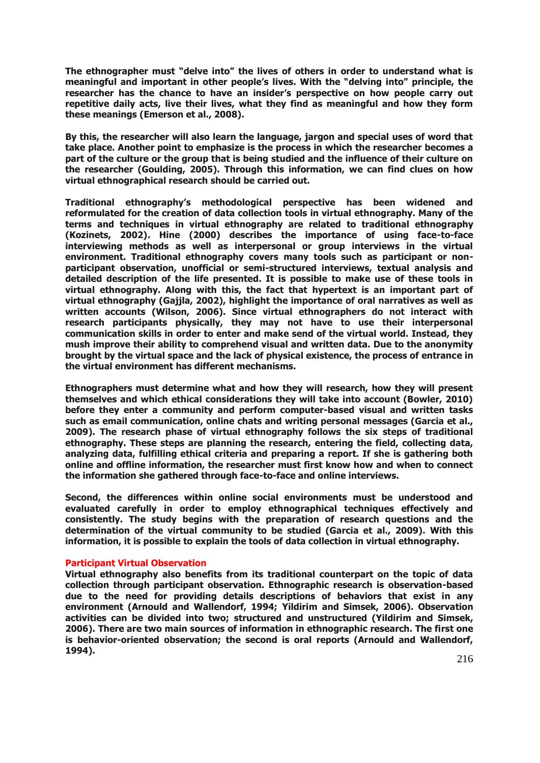**The ethnographer must "delve into" the lives of others in order to understand what is meaningful and important in other people's lives. With the "delving into" principle, the researcher has the chance to have an insider's perspective on how people carry out repetitive daily acts, live their lives, what they find as meaningful and how they form these meanings (Emerson et al., 2008).**

**By this, the researcher will also learn the language, jargon and special uses of word that take place. Another point to emphasize is the process in which the researcher becomes a part of the culture or the group that is being studied and the influence of their culture on the researcher (Goulding, 2005). Through this information, we can find clues on how virtual ethnographical research should be carried out.**

**Traditional ethnography's methodological perspective has been widened and reformulated for the creation of data collection tools in virtual ethnography. Many of the terms and techniques in virtual ethnography are related to traditional ethnography (Kozinets, 2002). Hine (2000) describes the importance of using face-to-face interviewing methods as well as interpersonal or group interviews in the virtual environment. Traditional ethnography covers many tools such as participant or non-participant observation, unofficial or semi-structured interviews, textual analysis and detailed description of the life presented. It is possible to make use of these tools in virtual ethnography. Along with this, the fact that hypertext is an important part of virtual ethnography (Gajjla, 2002), highlight the importance of oral narratives as well as written accounts (Wilson, 2006). Since virtual ethnographers do not interact with research participants physically, they may not have to use their interpersonal communication skills in order to enter and make send of the virtual world. Instead, they mush improve their ability to comprehend visual and written data. Due to the anonymity brought by the virtual space and the lack of physical existence, the process of entrance in the virtual environment has different mechanisms.**

**Ethnographers must determine what and how they will research, how they will present themselves and which ethical considerations they will take into account (Bowler, 2010) before they enter a community and perform computer-based visual and written tasks such as email communication, online chats and writing personal messages (Garcia et al., 2009). The research phase of virtual ethnography follows the six steps of traditional ethnography. These steps are planning the research, entering the field, collecting data, analyzing data, fulfilling ethical criteria and preparing a report. If she is gathering both online and offline information, the researcher must first know how and when to connect the information she gathered through face-to-face and online interviews.**

**Second, the differences within online social environments must be understood and evaluated carefully in order to employ ethnographical techniques effectively and consistently. The study begins with the preparation of research questions and the determination of the virtual community to be studied (Garcia et al., 2009). With this information, it is possible to explain the tools of data collection in virtual ethnography.**

### Participant Virtual Observation

**Virtual ethnography also benefits from its traditional counterpart on the topic of data collection through participant observation. Ethnographic research is observation-based due to the need for providing details descriptions of behaviors that exist in any environment (Arnould and Wallendorf, 1994; Yildirim and Simsek, 2006). Observation activities can be divided into two; structured and unstructured (Yildirim and Simsek, 2006). There are two main sources of information in ethnographic research. The first one is behavior-oriented observation; the second is oral reports (Arnould and Wallendorf, 1994).**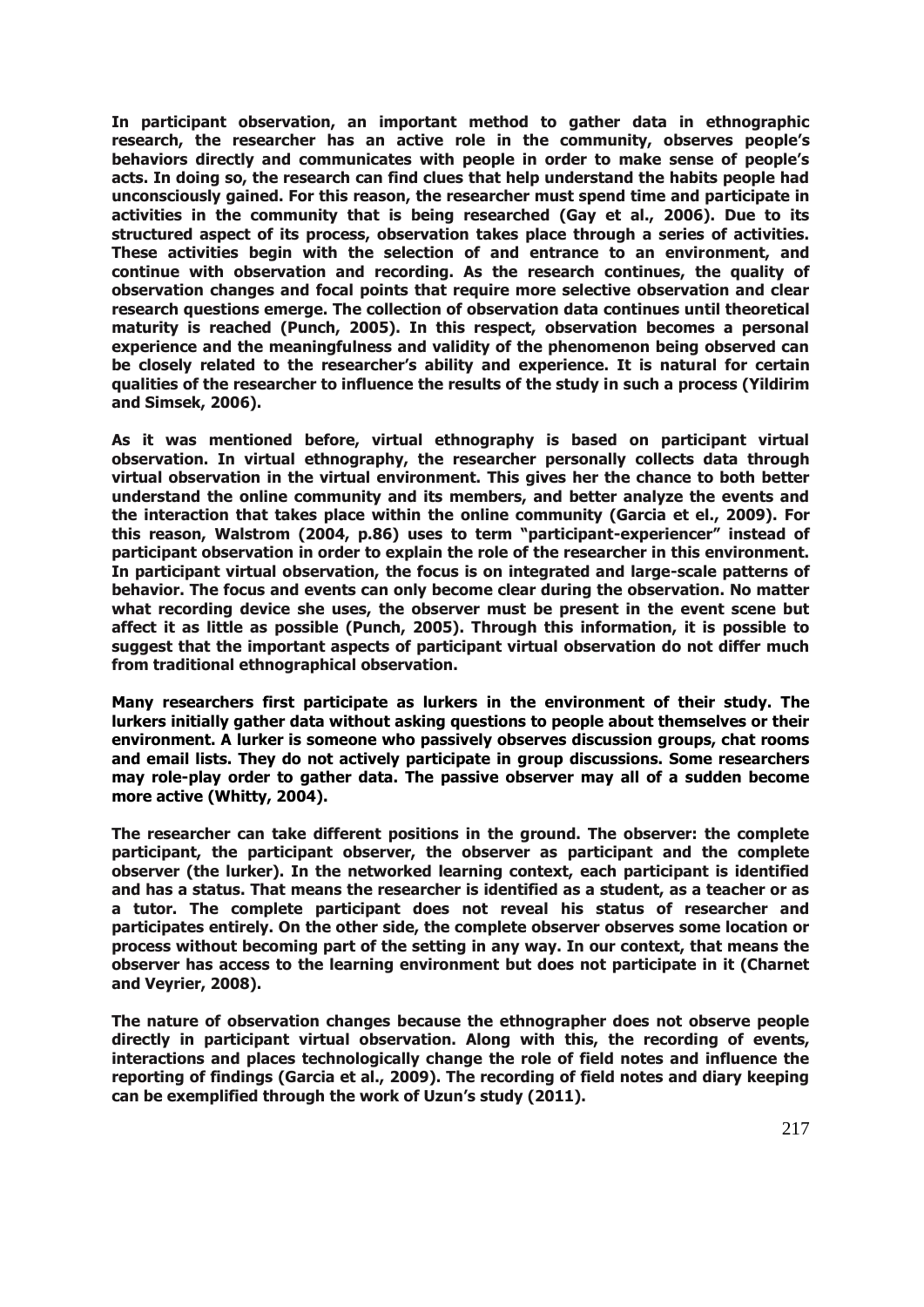In participant observation, an important method to gather data in ethnographic research, the researcher has an active role in the community, observes people's behaviors directly and communicates with people in order to make sense of people's acts. In doing so, the research can find clues that help understand the habits people had unconsciously gained. For this reason, the researcher must spend time and participate in activities in the community that is being researched (Gay et al., 2006). Due to its structured aspect of its process, observation takes place through a series of activities. These activities begin with the selection of and entrance to an environment, and continue with observation and recording. As the research continues, the quality of observation changes and focal points that require more selective observation and clear research questions emerge. The collection of observation data continues until theoretical maturity is reached (Punch, 2005). In this respect, observation becomes a personal experience and the meaningfulness and validity of the phenomenon being observed can be closely related to the researcher's ability and experience. It is natural for certain qualities of the researcher to influence the results of the study in such a process (Yildirim and Simsek, 2006).

As it was mentioned before, virtual ethnography is based on participant virtual observation. In virtual ethnography, the researcher personally collects data through virtual observation in the virtual environment. This gives her the chance to both better understand the online community and its members, and better analyze the events and the interaction that takes place within the online community (Garcia et el., 2009). For this reason, Walstrom (2004, p.86) uses to term "participant-experiencer" instead of participant observation in order to explain the role of the researcher in this environment. In participant virtual observation, the focus is on integrated and large-scale patterns of behavior. The focus and events can only become clear during the observation. No matter what recording device she uses, the observer must be present in the event scene but affect it as little as possible (Punch, 2005). Through this information, it is possible to suggest that the important aspects of participant virtual observation do not differ much from traditional ethnographical observation.

Many researchers first participate as lurkers in the environment of their study. The lurkers initially gather data without asking questions to people about themselves or their environment. A lurker is someone who passively observes discussion groups, chat rooms and email lists. They do not actively participate in group discussions. Some researchers may role-play order to gather data. The passive observer may all of a sudden become more active (Whitty, 2004).

The researcher can take different positions in the ground. The observer: the complete participant, the participant observer, the observer as participant and the complete observer (the lurker). In the networked learning context, each participant is identified and has a status. That means the researcher is identified as a student, as a teacher or as a tutor. The complete participant does not reveal his status of researcher and participates entirely. On the other side, the complete observer observes some location or process without becoming part of the setting in any way. In our context, that means the observer has access to the learning environment but does not participate in it (Charnet and Veyrier, 2008).

The nature of observation changes because the ethnographer does not observe people directly in participant virtual observation. Along with this, the recording of events, interactions and places technologically change the role of field notes and influence the reporting of findings (Garcia et al., 2009). The recording of field notes and diary keeping can be exemplified through the work of Uzun's study (2011).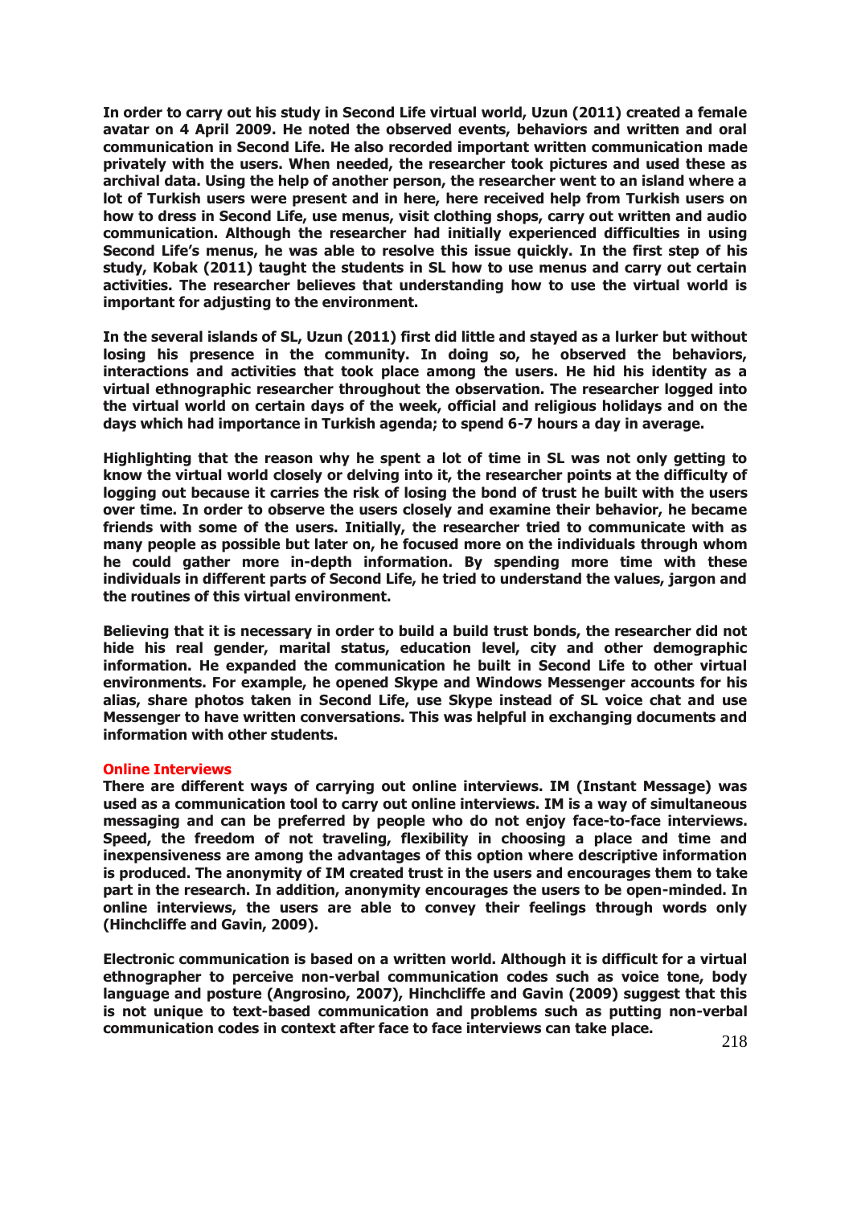In order to carry out his study in Second Life virtual world, Uzun (2011) created a female avatar on 4 April 2009. He noted the observed events, behaviors and written and oral communication in Second Life. He also recorded important written communication made privately with the users. When needed, the researcher took pictures and used these as archival data. Using the help of another person, the researcher went to an island where a lot of Turkish users were present and in here, here received help from Turkish users on how to dress in Second Life, use menus, visit clothing shops, carry out written and audio communication. Although the researcher had initially experienced difficulties in using Second Life's menus, he was able to resolve this issue quickly. In the first step of his study, Kobak (2011) taught the students in SL how to use menus and carry out certain activities. The researcher believes that understanding how to use the virtual world is important for adjusting to the environment.

In the several islands of SL, Uzun (2011) first did little and stayed as a lurker but without losing his presence in the community. In doing so, he observed the behaviors, interactions and activities that took place among the users. He hid his identity as a virtual ethnographic researcher throughout the observation. The researcher logged into the virtual world on certain days of the week, official and religious holidays and on the days which had importance in Turkish agenda; to spend 6-7 hours a day in average.

Highlighting that the reason why he spent a lot of time in SL was not only getting to know the virtual world closely or delving into it, the researcher points at the difficulty of logging out because it carries the risk of losing the bond of trust he built with the users over time. In order to observe the users closely and examine their behavior, he became friends with some of the users. Initially, the researcher tried to communicate with as many people as possible but later on, he focused more on the individuals through whom he could gather more in-depth information. By spending more time with these individuals in different parts of Second Life, he tried to understand the values, jargon and the routines of this virtual environment.

Believing that it is necessary in order to build a build trust bonds, the researcher did not hide his real gender, marital status, education level, city and other demographic information. He expanded the communication he built in Second Life to other virtual environments. For example, he opened Skype and Windows Messenger accounts for his alias, share photos taken in Second Life, use Skype instead of SL voice chat and use Messenger to have written conversations. This was helpful in exchanging documents and information with other students.

## Online Interviews

There are different ways of carrying out online interviews. IM (Instant Message) was used as a communication tool to carry out online interviews. IM is a way of simultaneous messaging and can be preferred by people who do not enjoy face-to-face interviews. Speed, the freedom of not traveling, flexibility in choosing a place and time and inexpensiveness are among the advantages of this option where descriptive information is produced. The anonymity of IM created trust in the users and encourages them to take part in the research. In addition, anonymity encourages the users to be open-minded. In online interviews, the users are able to convey their feelings through words only (Hinchcliffe and Gavin, 2009).

Electronic communication is based on a written world. Although it is difficult for a virtual ethnographer to perceive non-verbal communication codes such as voice tone, body language and posture (Angrosino, 2007), Hinchcliffe and Gavin (2009) suggest that this is not unique to text-based communication and problems such as putting non-verbal communication codes in context after face to face interviews can take place.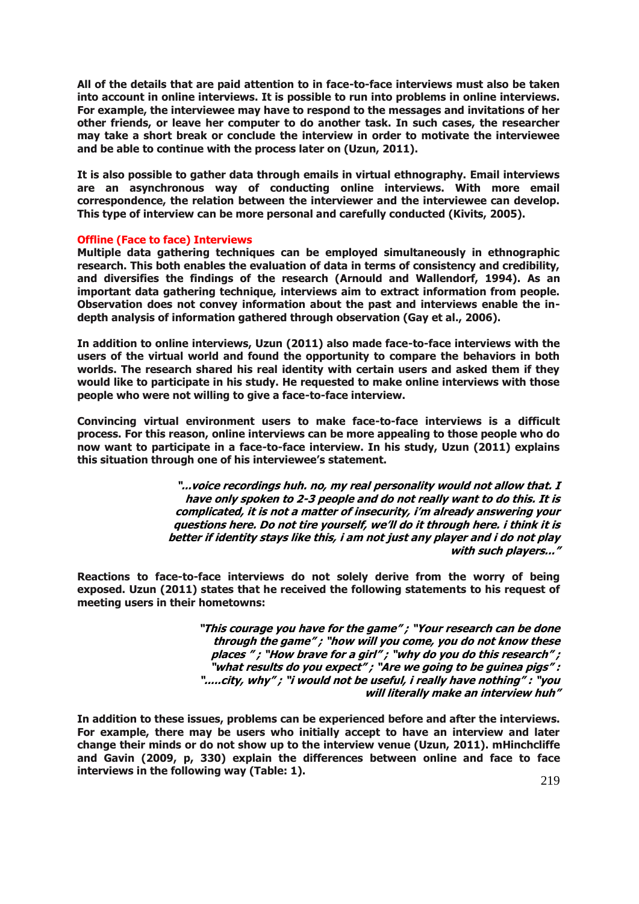**All of the details that are paid attention to in face-to-face interviews must also be taken into account in online interviews. It is possible to run into problems in online interviews. For example, the interviewee may have to respond to the messages and invitations of her other friends, or leave her computer to do another task. In such cases, the researcher may take a short break or conclude the interview in order to motivate the interviewee and be able to continue with the process later on (Uzun, 2011).**

**It is also possible to gather data through emails in virtual ethnography. Email interviews are an asynchronous way of conducting online interviews. With more email correspondence, the relation between the interviewer and the interviewee can develop. This type of interview can be more personal and carefully conducted (Kivits, 2005).**

### Offline (Face to face) Interviews

**Multiple data gathering techniques can be employed simultaneously in ethnographic research. This both enables the evaluation of data in terms of consistency and credibility, and diversifies the findings of the research (Arnould and Wallendorf, 1994). As an important data gathering technique, interviews aim to extract information from people. Observation does not convey information about the past and interviews enable the in-depth analysis of information gathered through observation (Gay et al., 2006).**

**In addition to online interviews, Uzun (2011) also made face-to-face interviews with the users of the virtual world and found the opportunity to compare the behaviors in both worlds. The research shared his real identity with certain users and asked them if they would like to participate in his study. He requested to make online interviews with those people who were not willing to give a face-to-face interview.**

**Convincing virtual environment users to make face-to-face interviews is a difficult process. For this reason, online interviews can be more appealing to those people who do now want to participate in a face-to-face interview. In his study, Uzun (2011) explains this situation through one of his interviewee's statement.**

> ***"...voice recordings huh. no, my real personality would not allow that. I have only spoken to 2-3 people and do not really want to do this. It is complicated, it is not a matter of insecurity, i'm already answering your questions here. Do not tire yourself, we'll do it through here. i think it is better if identity stays like this, i am not just any player and i do not play with such players..."***

**Reactions to face-to-face interviews do not solely derive from the worry of being exposed. Uzun (2011) states that he received the following statements to his request of meeting users in their hometowns:**

> ***"This courage you have for the game" ; "Your research can be done through the game" ; "how will you come, you do not know these places " ; "How brave for a girl" ; "why do you do this research" ; "what results do you expect" ; "Are we going to be guinea pigs" : ".....city, why" ; "i would not be useful, i really have nothing" : "you will literally make an interview huh"***

**In addition to these issues, problems can be experienced before and after the interviews. For example, there may be users who initially accept to have an interview and later change their minds or do not show up to the interview venue (Uzun, 2011). mHinchcliffe and Gavin (2009, p, 330) explain the differences between online and face to face interviews in the following way (Table: 1).**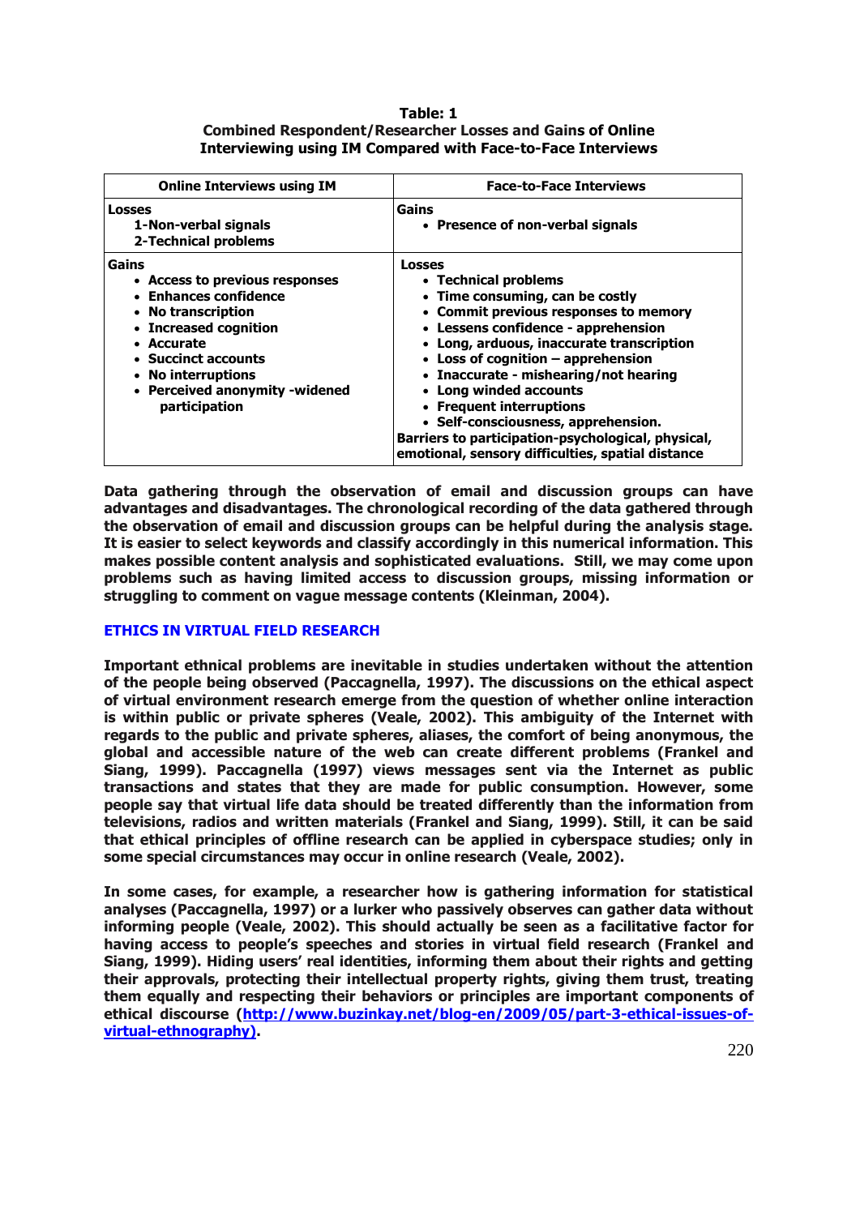**Table: 1**
**Combined Respondent/Researcher Losses and Gains of Online Interviewing using IM Compared with Face-to-Face Interviews**

| Online Interviews using IM | Face-to-Face Interviews |
|---|---|
| **Losses**<br>1-Non-verbal signals<br>2-Technical problems | **Gains**<br>• Presence of non-verbal signals |
| **Gains**<br>• Access to previous responses<br>• Enhances confidence<br>• No transcription<br>• Increased cognition<br>• Accurate<br>• Succinct accounts<br>• No interruptions<br>• Perceived anonymity -widened participation | **Losses**<br>• Technical problems<br>• Time consuming, can be costly<br>• Commit previous responses to memory<br>• Lessens confidence - apprehension<br>• Long, arduous, inaccurate transcription<br>• Loss of cognition – apprehension<br>• Inaccurate - mishearing/not hearing<br>• Long winded accounts<br>• Frequent interruptions<br>• Self-consciousness, apprehension.<br>Barriers to participation-psychological, physical, emotional, sensory difficulties, spatial distance |

Data gathering through the observation of email and discussion groups can have advantages and disadvantages. The chronological recording of the data gathered through the observation of email and discussion groups can be helpful during the analysis stage. It is easier to select keywords and classify accordingly in this numerical information. This makes possible content analysis and sophisticated evaluations. Still, we may come upon problems such as having limited access to discussion groups, missing information or struggling to comment on vague message contents (Kleinman, 2004).

## ETHICS IN VIRTUAL FIELD RESEARCH

Important ethnical problems are inevitable in studies undertaken without the attention of the people being observed (Paccagnella, 1997). The discussions on the ethical aspect of virtual environment research emerge from the question of whether online interaction is within public or private spheres (Veale, 2002). This ambiguity of the Internet with regards to the public and private spheres, aliases, the comfort of being anonymous, the global and accessible nature of the web can create different problems (Frankel and Siang, 1999). Paccagnella (1997) views messages sent via the Internet as public transactions and states that they are made for public consumption. However, some people say that virtual life data should be treated differently than the information from televisions, radios and written materials (Frankel and Siang, 1999). Still, it can be said that ethical principles of offline research can be applied in cyberspace studies; only in some special circumstances may occur in online research (Veale, 2002).

In some cases, for example, a researcher how is gathering information for statistical analyses (Paccagnella, 1997) or a lurker who passively observes can gather data without informing people (Veale, 2002). This should actually be seen as a facilitative factor for having access to people's speeches and stories in virtual field research (Frankel and Siang, 1999). Hiding users' real identities, informing them about their rights and getting their approvals, protecting their intellectual property rights, giving them trust, treating them equally and respecting their behaviors or principles are important components of ethical discourse (http://www.buzinkay.net/blog-en/2009/05/part-3-ethical-issues-of-virtual-ethnography).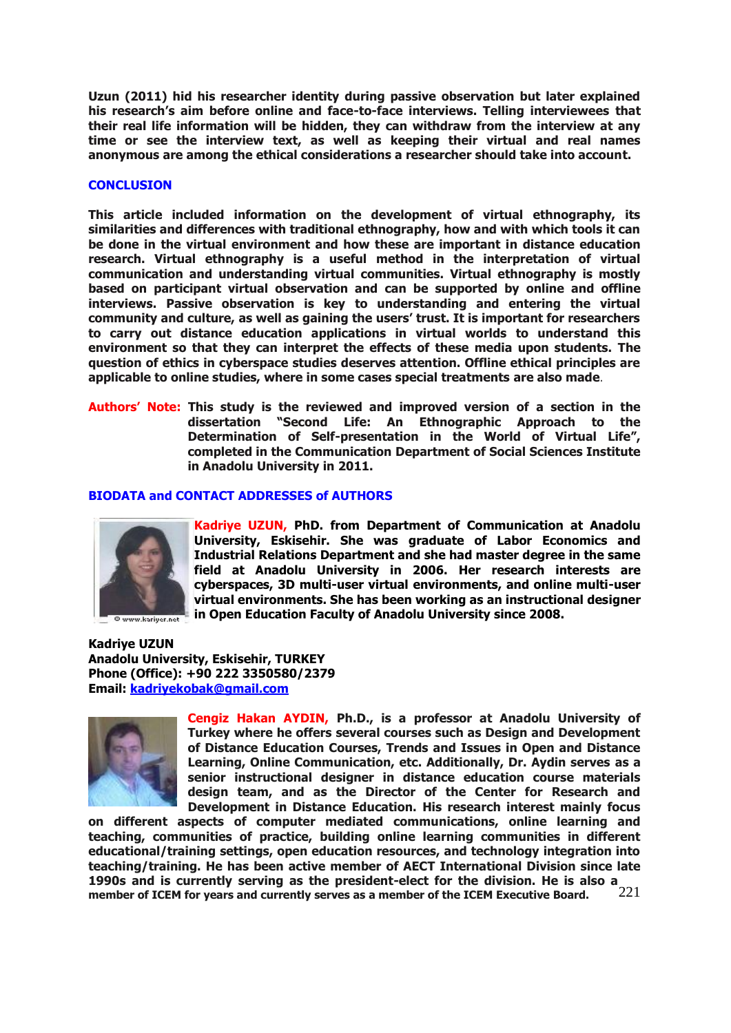**Uzun (2011) hid his researcher identity during passive observation but later explained his research's aim before online and face-to-face interviews. Telling interviewees that their real life information will be hidden, they can withdraw from the interview at any time or see the interview text, as well as keeping their virtual and real names anonymous are among the ethical considerations a researcher should take into account.**

## CONCLUSION

**This article included information on the development of virtual ethnography, its similarities and differences with traditional ethnography, how and with which tools it can be done in the virtual environment and how these are important in distance education research. Virtual ethnography is a useful method in the interpretation of virtual communication and understanding virtual communities. Virtual ethnography is mostly based on participant virtual observation and can be supported by online and offline interviews. Passive observation is key to understanding and entering the virtual community and culture, as well as gaining the users' trust. It is important for researchers to carry out distance education applications in virtual worlds to understand this environment so that they can interpret the effects of these media upon students. The question of ethics in cyberspace studies deserves attention. Offline ethical principles are applicable to online studies, where in some cases special treatments are also made**.

**Authors' Note: This study is the reviewed and improved version of a section in the dissertation "Second Life: An Ethnographic Approach to the Determination of Self-presentation in the World of Virtual Life", completed in the Communication Department of Social Sciences Institute in Anadolu University in 2011.**

## BIODATA and CONTACT ADDRESSES of AUTHORS

**Kadriye UZUN, PhD. from Department of Communication at Anadolu University, Eskisehir. She was graduate of Labor Economics and Industrial Relations Department and she had master degree in the same field at Anadolu University in 2006. Her research interests are cyberspaces, 3D multi-user virtual environments, and online multi-user virtual environments. She has been working as an instructional designer in Open Education Faculty of Anadolu University since 2008.**

**Kadriye UZUN**
**Anadolu University, Eskisehir, TURKEY**
**Phone (Office): +90 222 3350580/2379**
**Email: kadriyekobak@gmail.com**

**Cengiz Hakan AYDIN, Ph.D., is a professor at Anadolu University of Turkey where he offers several courses such as Design and Development of Distance Education Courses, Trends and Issues in Open and Distance Learning, Online Communication, etc. Additionally, Dr. Aydin serves as a senior instructional designer in distance education course materials design team, and as the Director of the Center for Research and Development in Distance Education. His research interest mainly focus on different aspects of computer mediated communications, online learning and teaching, communities of practice, building online learning communities in different educational/training settings, open education resources, and technology integration into teaching/training. He has been active member of AECT International Division since late 1990s and is currently serving as the president-elect for the division. He is also a member of ICEM for years and currently serves as a member of the ICEM Executive Board.**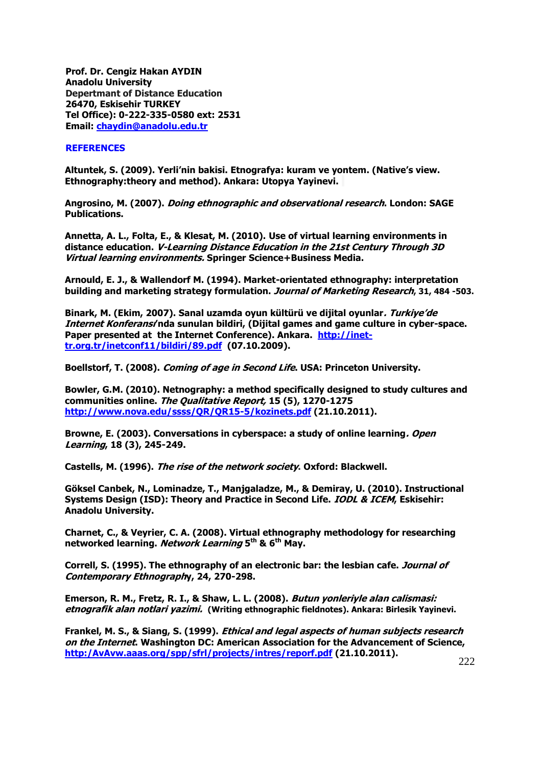**Prof. Dr. Cengiz Hakan AYDIN**
**Anadolu University**
**Depertmant of Distance Education**
**26470, Eskisehir TURKEY**
**Tel Office): 0-222-335-0580 ext: 2531**
**Email: [chaydin@anadolu.edu.tr](mailto:chaydin@anadolu.edu.tr)**

## REFERENCES

**Altuntek, S. (2009). Yerli'nin bakisi. Etnografya: kuram ve yontem. (Native's view. Ethnography:theory and method). Ankara: Utopya Yayinevi.**

**Angrosino, M. (2007). *Doing ethnographic and observational research*. London: SAGE Publications.**

**Annetta, A. L., Folta, E., & Klesat, M. (2010). Use of virtual learning environments in distance education. *V-Learning Distance Education in the 21st Century Through 3D Virtual learning environments.* Springer Science+Business Media.**

**Arnould, E. J., & Wallendorf M. (1994). Market-orientated ethnography: interpretation building and marketing strategy formulation. *Journal of Marketing Research*, 31, 484 -503.**

**Binark, M. (Ekim, 2007). Sanal uzamda oyun kültürü ve dijital oyunlar. *Turkiye'de Internet Konferansi*'nda sunulan bildiri, (Dijital games and game culture in cyber-space. Paper presented at the Internet Conference). Ankara. [http://inet-tr.org.tr/inetconf11/bildiri/89.pdf](http://inet-tr.org.tr/inetconf11/bildiri/89.pdf) (07.10.2009).**

**Boellstorf, T. (2008). *Coming of age in Second Life*. USA: Princeton University.**

**Bowler, G.M. (2010). Netnography: a method specifically designed to study cultures and communities online. *The Qualitative Report,* 15 (5), 1270-1275 [http://www.nova.edu/ssss/QR/QR15-5/kozinets.pdf](http://www.nova.edu/ssss/QR/QR15-5/kozinets.pdf) (21.10.2011).**

**Browne, E. (2003). Conversations in cyberspace: a study of online learning. *Open Learning*, 18 (3), 245-249.**

**Castells, M. (1996). *The rise of the network society*. Oxford: Blackwell.**

**Göksel Canbek, N., Lominadze, T., Manjgaladze, M., & Demiray, U. (2010). Instructional Systems Design (ISD): Theory and Practice in Second Life. *IODL & ICEM*, Eskisehir: Anadolu University.**

**Charnet, C., & Veyrier, C. A. (2008). Virtual ethnography methodology for researching networked learning. *Network Learning* 5th & 6th May.**

**Correll, S. (1995). The ethnography of an electronic bar: the lesbian cafe. *Journal of Contemporary Ethnography*, 24, 270-298.**

**Emerson, R. M., Fretz, R. I., & Shaw, L. L. (2008). *Butun yonleriyle alan calismasi: etnografik alan notlari yazimi.* (Writing ethnographic fieldnotes). Ankara: Birlesik Yayinevi.**

**Frankel, M. S., & Siang, S. (1999). *Ethical and legal aspects of human subjects research on the Internet*. Washington DC: American Association for the Advancement of Science, [http:/AvAvw.aaas.org/spp/sfrl/projects/intres/reporf.pdf](http:/AvAvw.aaas.org/spp/sfrl/projects/intres/reporf.pdf) (21.10.2011).**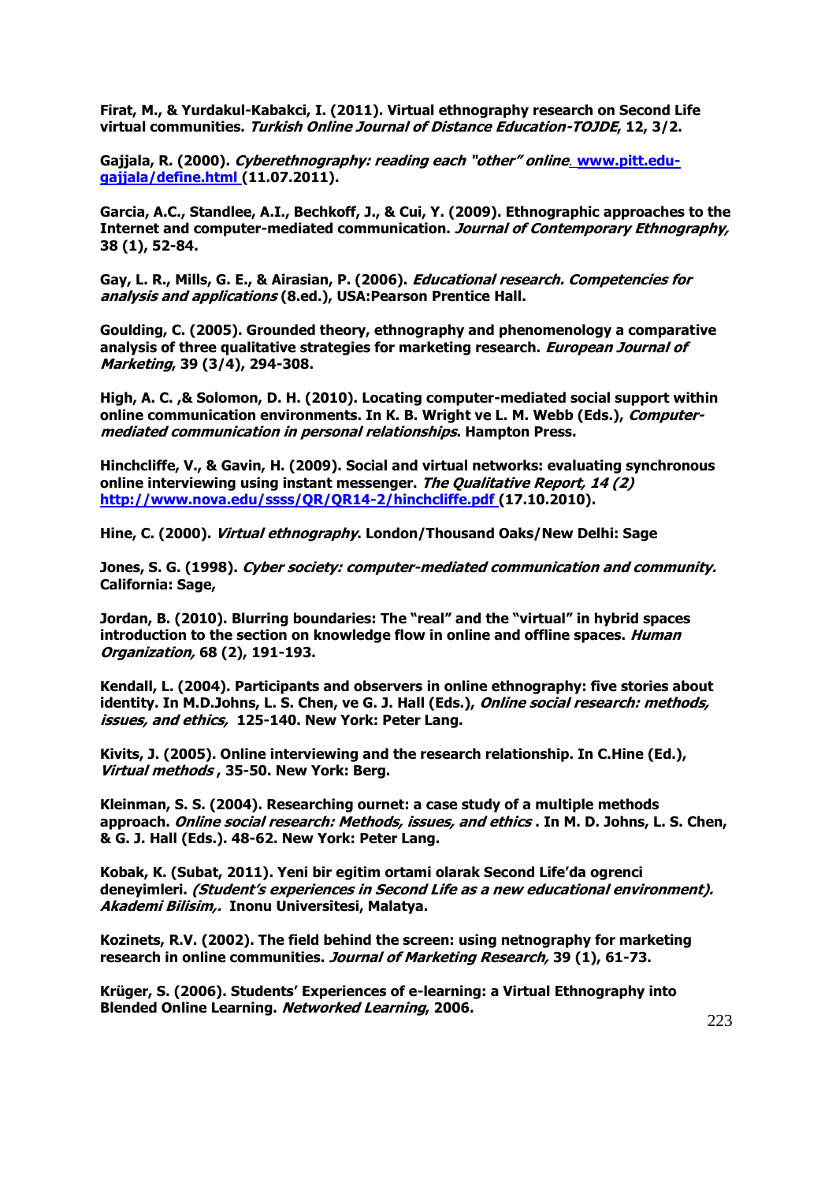**Firat, M., & Yurdakul-Kabakci, I. (2011). Virtual ethnography research on Second Life virtual communities. *Turkish Online Journal of Distance Education-TOJDE*, 12, 3/2.**

**Gajjala, R. (2000). *Cyberethnography: reading each "other" online*. [www.pitt.edu-gajjala/define.html](www.pitt.edu-gajjala/define.html) (11.07.2011).**

**Garcia, A.C., Standlee, A.I., Bechkoff, J., & Cui, Y. (2009). Ethnographic approaches to the Internet and computer-mediated communication. *Journal of Contemporary Ethnography,* 38 (1), 52-84.**

**Gay, L. R., Mills, G. E., & Airasian, P. (2006). *Educational research. Competencies for analysis and applications* (8.ed.), USA:Pearson Prentice Hall.**

**Goulding, C. (2005). Grounded theory, ethnography and phenomenology a comparative analysis of three qualitative strategies for marketing research. *European Journal of Marketing*, 39 (3/4), 294-308.**

**High, A. C. ,& Solomon, D. H. (2010). Locating computer-mediated social support within online communication environments. In K. B. Wright ve L. M. Webb (Eds.), *Computer-mediated communication in personal relationships*. Hampton Press.**

**Hinchcliffe, V., & Gavin, H. (2009). Social and virtual networks: evaluating synchronous online interviewing using instant messenger. *The Qualitative Report, 14 (2)* [http://www.nova.edu/ssss/QR/QR14-2/hinchcliffe.pdf](http://www.nova.edu/ssss/QR/QR14-2/hinchcliffe.pdf) (17.10.2010).**

**Hine, C. (2000). *Virtual ethnography*. London/Thousand Oaks/New Delhi: Sage**

**Jones, S. G. (1998). *Cyber society: computer-mediated communication and community.* California: Sage,**

**Jordan, B. (2010). Blurring boundaries: The "real" and the "virtual" in hybrid spaces introduction to the section on knowledge flow in online and offline spaces. *Human Organization,* 68 (2), 191-193.**

**Kendall, L. (2004). Participants and observers in online ethnography: five stories about identity. In M.D.Johns, L. S. Chen, ve G. J. Hall (Eds.), *Online social research: methods, issues, and ethics,* 125-140. New York: Peter Lang.**

**Kivits, J. (2005). Online interviewing and the research relationship. In C.Hine (Ed.), *Virtual methods* , 35-50. New York: Berg.**

**Kleinman, S. S. (2004). Researching ournet: a case study of a multiple methods approach. *Online social research: Methods, issues, and ethics* . In M. D. Johns, L. S. Chen, & G. J. Hall (Eds.). 48-62. New York: Peter Lang.**

**Kobak, K. (Subat, 2011). Yeni bir egitim ortami olarak Second Life'da ogrenci deneyimleri. *(Student's experiences in Second Life as a new educational environment). Akademi Bilisim,.* Inonu Universitesi, Malatya.**

**Kozinets, R.V. (2002). The field behind the screen: using netnography for marketing research in online communities. *Journal of Marketing Research,* 39 (1), 61-73.**

**Krüger, S. (2006). Students' Experiences of e-learning: a Virtual Ethnography into Blended Online Learning. *Networked Learning*, 2006.**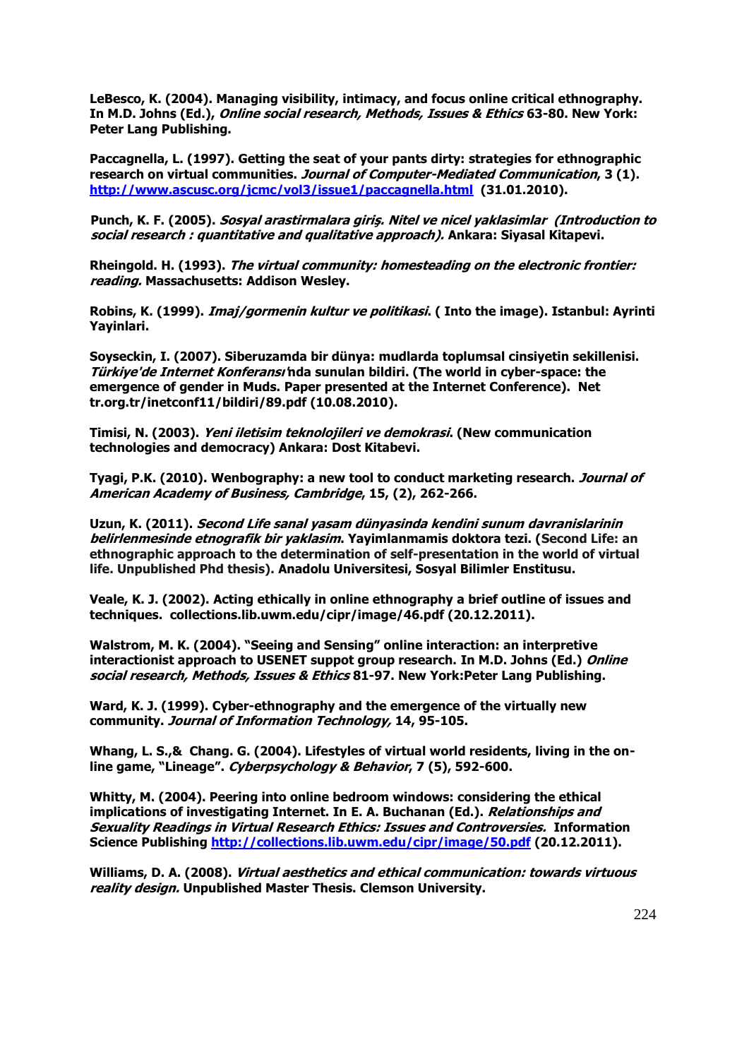**LeBesco, K. (2004). Managing visibility, intimacy, and focus online critical ethnography. In M.D. Johns (Ed.), *Online social research, Methods, Issues & Ethics* 63-80. New York: Peter Lang Publishing.**

**Paccagnella, L. (1997). Getting the seat of your pants dirty: strategies for ethnographic research on virtual communities. *Journal of Computer-Mediated Communication*, 3 (1). [http://www.ascusc.org/jcmc/vol3/issue1/paccagnella.html](http://www.ascusc.org/jcmc/vol3/issue1/paccagnella.html) (31.01.2010).**

**Punch, K. F. (2005). *Sosyal arastirmalara giriş. Nitel ve nicel yaklasimlar (Introduction to social research : quantitative and qualitative approach).* Ankara: Siyasal Kitapevi.**

**Rheingold. H. (1993). *The virtual community: homesteading on the electronic frontier: reading.* Massachusetts: Addison Wesley.**

**Robins, K. (1999). *Imaj/gormenin kultur ve politikasi*. ( Into the image). Istanbul: Ayrinti Yayinlari.**

**Soyseckin, I. (2007). Siberuzamda bir dünya: mudlarda toplumsal cinsiyetin sekillenisi. *Türkiye'de Internet Konferansı'*nda sunulan bildiri. (The world in cyber-space: the emergence of gender in Muds. Paper presented at the Internet Conference). Net tr.org.tr/inetconf11/bildiri/89.pdf (10.08.2010).**

**Timisi, N. (2003). *Yeni iletisim teknolojileri ve demokrasi*. (New communication technologies and democracy) Ankara: Dost Kitabevi.**

**Tyagi, P.K. (2010). Wenbography: a new tool to conduct marketing research. *Journal of American Academy of Business, Cambridge*, 15, (2), 262-266.**

**Uzun, K. (2011). *Second Life sanal yasam dünyasinda kendini sunum davranislarinin belirlenmesinde etnografik bir yaklasim*. Yayimlanmamis doktora tezi. (Second Life: an ethnographic approach to the determination of self-presentation in the world of virtual life. Unpublished Phd thesis). Anadolu Universitesi, Sosyal Bilimler Enstitusu.**

**Veale, K. J. (2002). Acting ethically in online ethnography a brief outline of issues and techniques. collections.lib.uwm.edu/cipr/image/46.pdf (20.12.2011).**

**Walstrom, M. K. (2004). "Seeing and Sensing" online interaction: an interpretive interactionist approach to USENET suppot group research. In M.D. Johns (Ed.) *Online social research, Methods, Issues & Ethics* 81-97. New York:Peter Lang Publishing.**

**Ward, K. J. (1999). Cyber-ethnography and the emergence of the virtually new community. *Journal of Information Technology,* 14, 95-105.**

**Whang, L. S.,& Chang. G. (2004). Lifestyles of virtual world residents, living in the on-line game, "Lineage". *Cyberpsychology & Behavior*, 7 (5), 592-600.**

**Whitty, M. (2004). Peering into online bedroom windows: considering the ethical implications of investigating Internet. In E. A. Buchanan (Ed.). *Relationships and Sexuality Readings in Virtual Research Ethics: Issues and Controversies.* Information Science Publishing [http://collections.lib.uwm.edu/cipr/image/50.pdf](http://collections.lib.uwm.edu/cipr/image/50.pdf) (20.12.2011).**

**Williams, D. A. (2008). *Virtual aesthetics and ethical communication: towards virtuous reality design.* Unpublished Master Thesis. Clemson University.**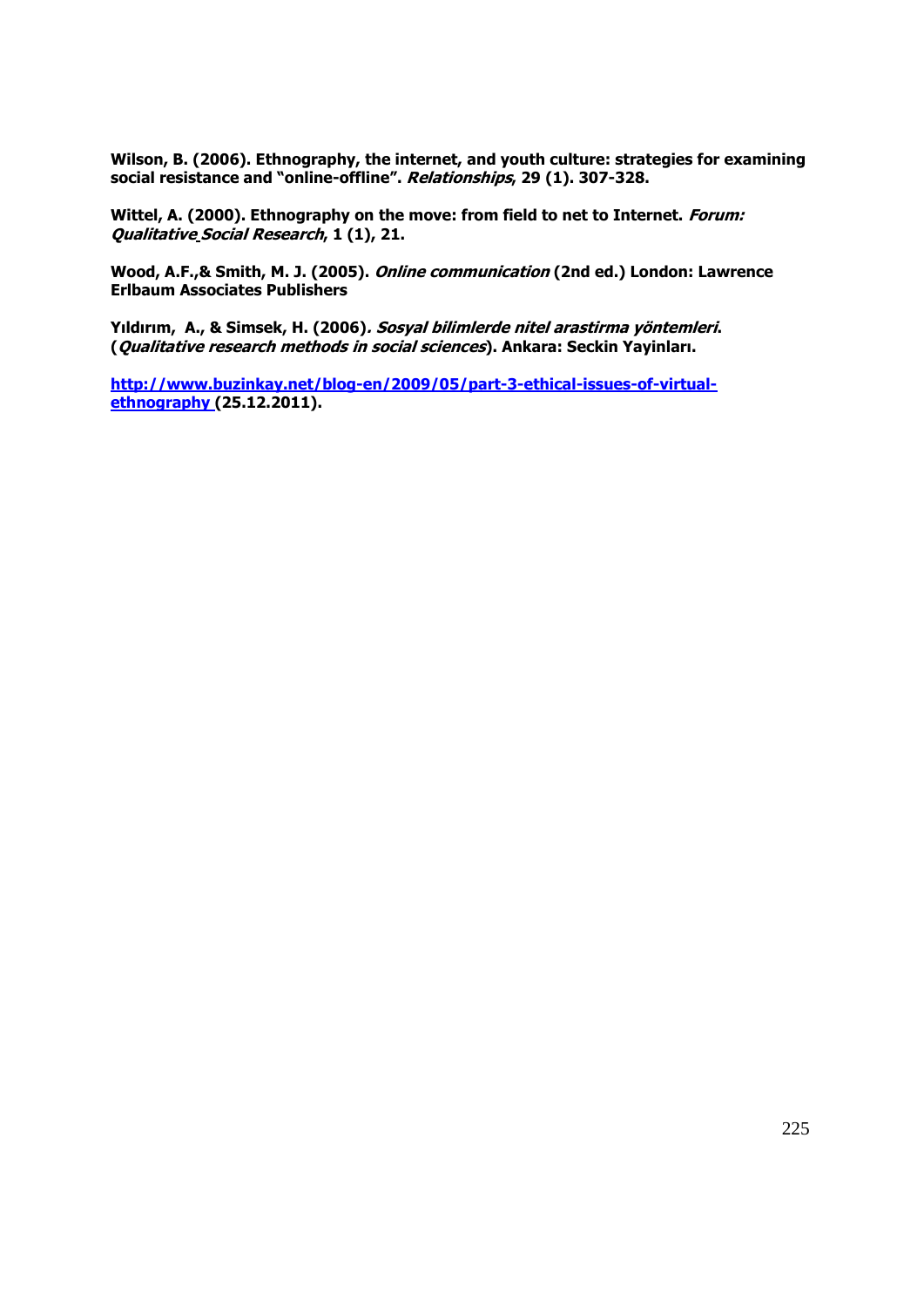**Wilson, B. (2006). Ethnography, the internet, and youth culture: strategies for examining social resistance and "online-offline".** ***Relationships*****, 29 (1). 307-328.**

**Wittel, A. (2000). Ethnography on the move: from field to net to Internet.** ***Forum: Qualitative Social Research*****, 1 (1), 21.**

**Wood, A.F.,& Smith, M. J. (2005).** ***Online communication*** **(2nd ed.) London: Lawrence Erlbaum Associates Publishers**

**Yıldırım, A., & Simsek, H. (2006).** ***Sosyal bilimlerde nitel arastirma yöntemleri*****. (*****Qualitative research methods in social sciences*****). Ankara: Seckin Yayinları.**

**[http://www.buzinkay.net/blog-en/2009/05/part-3-ethical-issues-of-virtual-ethnography](http://www.buzinkay.net/blog-en/2009/05/part-3-ethical-issues-of-virtual-ethnography) (25.12.2011).**